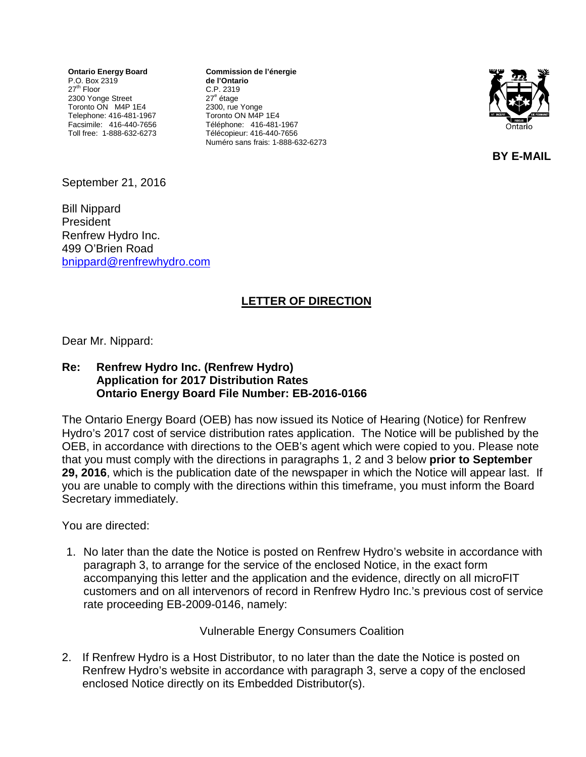**Ontario Energy Board**
P.O. Box 2319
27th Floor
2300 Yonge Street
Toronto ON M4P 1E4
Telephone: 416-481-1967
Facsimile: 416-440-7656
Toll free: 1-888-632-6273

**Commission de l'énergie de l'Ontario**
C.P. 2319
27e étage
2300, rue Yonge
Toronto ON M4P 1E4
Téléphone: 416-481-1967
Télécopieur: 416-440-7656
Numéro sans frais: 1-888-632-6273

**BY E-MAIL**

September 21, 2016

Bill Nippard
President
Renfrew Hydro Inc.
499 O'Brien Road
bnippard@renfrewhydro.com

## LETTER OF DIRECTION

Dear Mr. Nippard:

**Re: Renfrew Hydro Inc. (Renfrew Hydro)**
**Application for 2017 Distribution Rates**
**Ontario Energy Board File Number: EB-2016-0166**

The Ontario Energy Board (OEB) has now issued its Notice of Hearing (Notice) for Renfrew Hydro's 2017 cost of service distribution rates application. The Notice will be published by the OEB, in accordance with directions to the OEB's agent which were copied to you. Please note that you must comply with the directions in paragraphs 1, 2 and 3 below **prior to September 29, 2016**, which is the publication date of the newspaper in which the Notice will appear last. If you are unable to comply with the directions within this timeframe, you must inform the Board Secretary immediately.

You are directed:

1. No later than the date the Notice is posted on Renfrew Hydro's website in accordance with paragraph 3, to arrange for the service of the enclosed Notice, in the exact form accompanying this letter and the application and the evidence, directly on all microFIT customers and on all intervenors of record in Renfrew Hydro Inc.'s previous cost of service rate proceeding EB-2009-0146, namely:

   Vulnerable Energy Consumers Coalition

2. If Renfrew Hydro is a Host Distributor, to no later than the date the Notice is posted on Renfrew Hydro's website in accordance with paragraph 3, serve a copy of the enclosed enclosed Notice directly on its Embedded Distributor(s).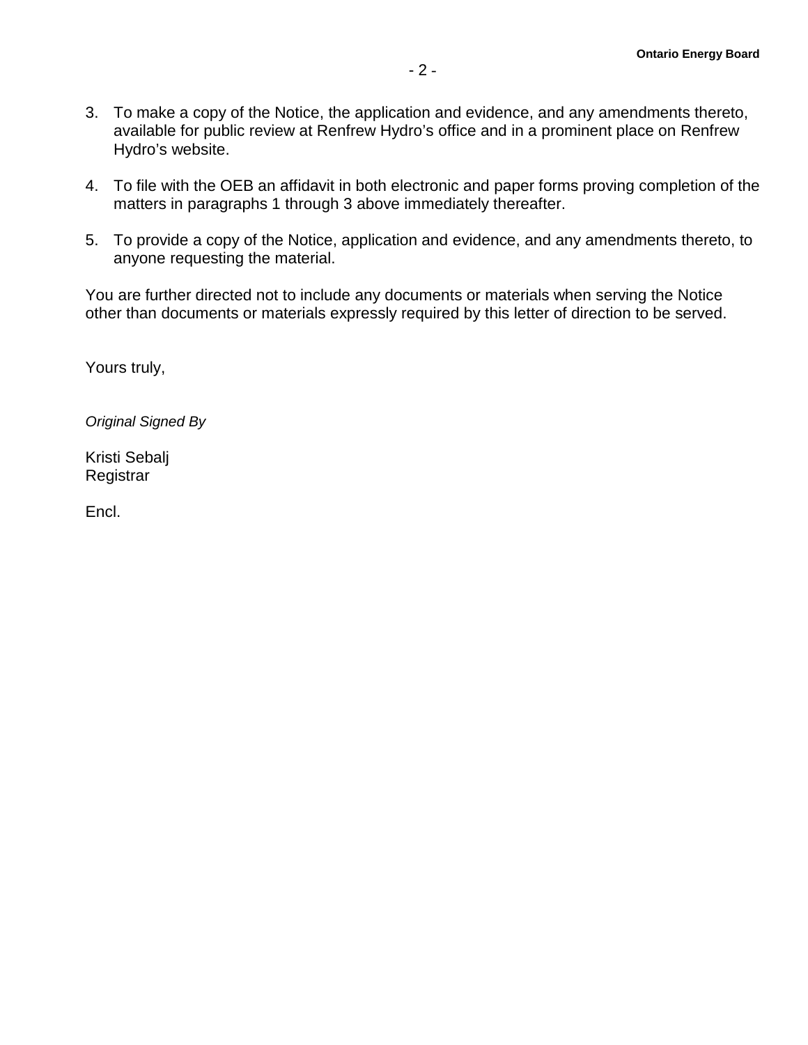3. To make a copy of the Notice, the application and evidence, and any amendments thereto, available for public review at Renfrew Hydro's office and in a prominent place on Renfrew Hydro's website.

4. To file with the OEB an affidavit in both electronic and paper forms proving completion of the matters in paragraphs 1 through 3 above immediately thereafter.

5. To provide a copy of the Notice, application and evidence, and any amendments thereto, to anyone requesting the material.

You are further directed not to include any documents or materials when serving the Notice other than documents or materials expressly required by this letter of direction to be served.

Yours truly,

*Original Signed By*

Kristi Sebalj
Registrar

Encl.